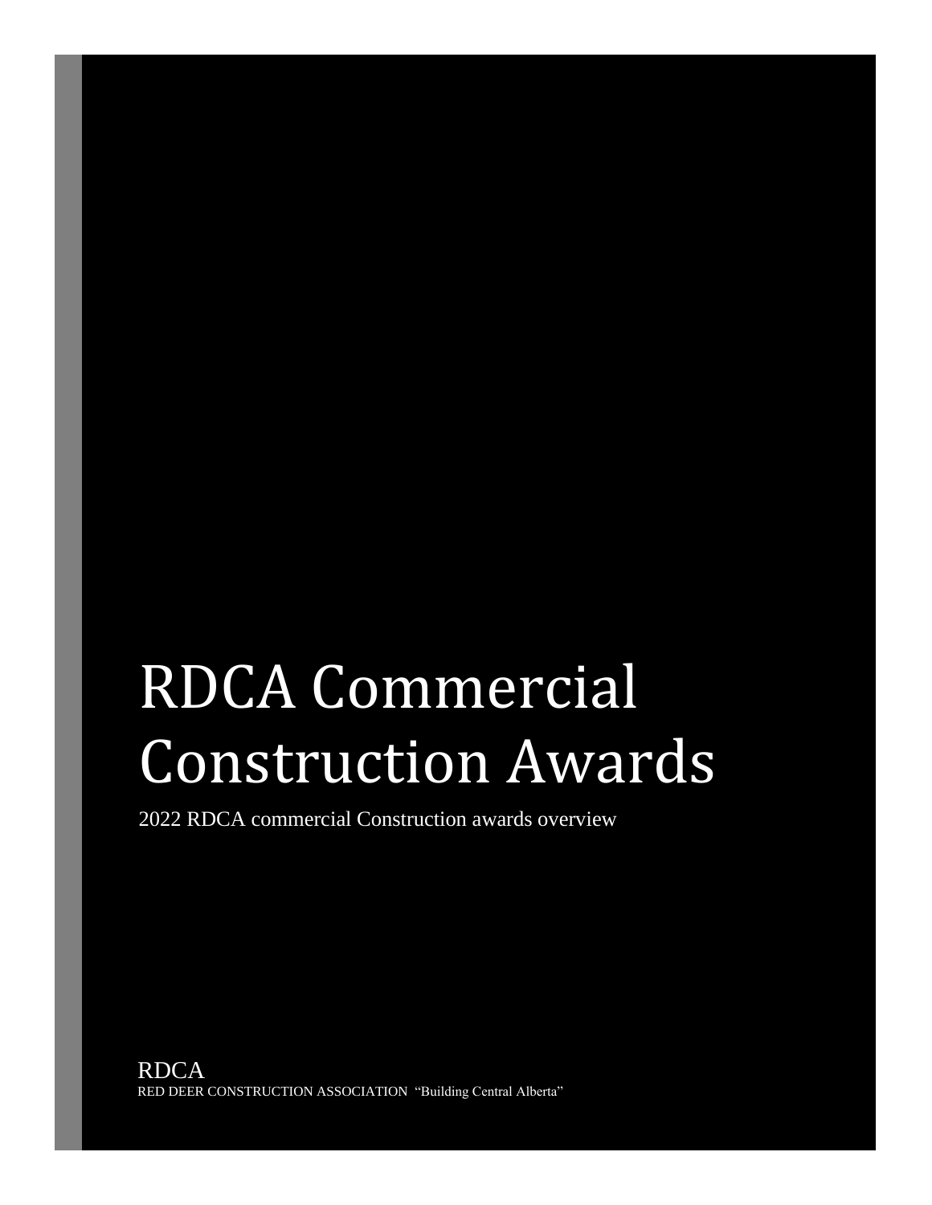# RDCA Commercial Construction Awards

2022 RDCA commercial Construction awards overview

RDCA

RED DEER CONSTRUCTION ASSOCIATION "Building Central Alberta"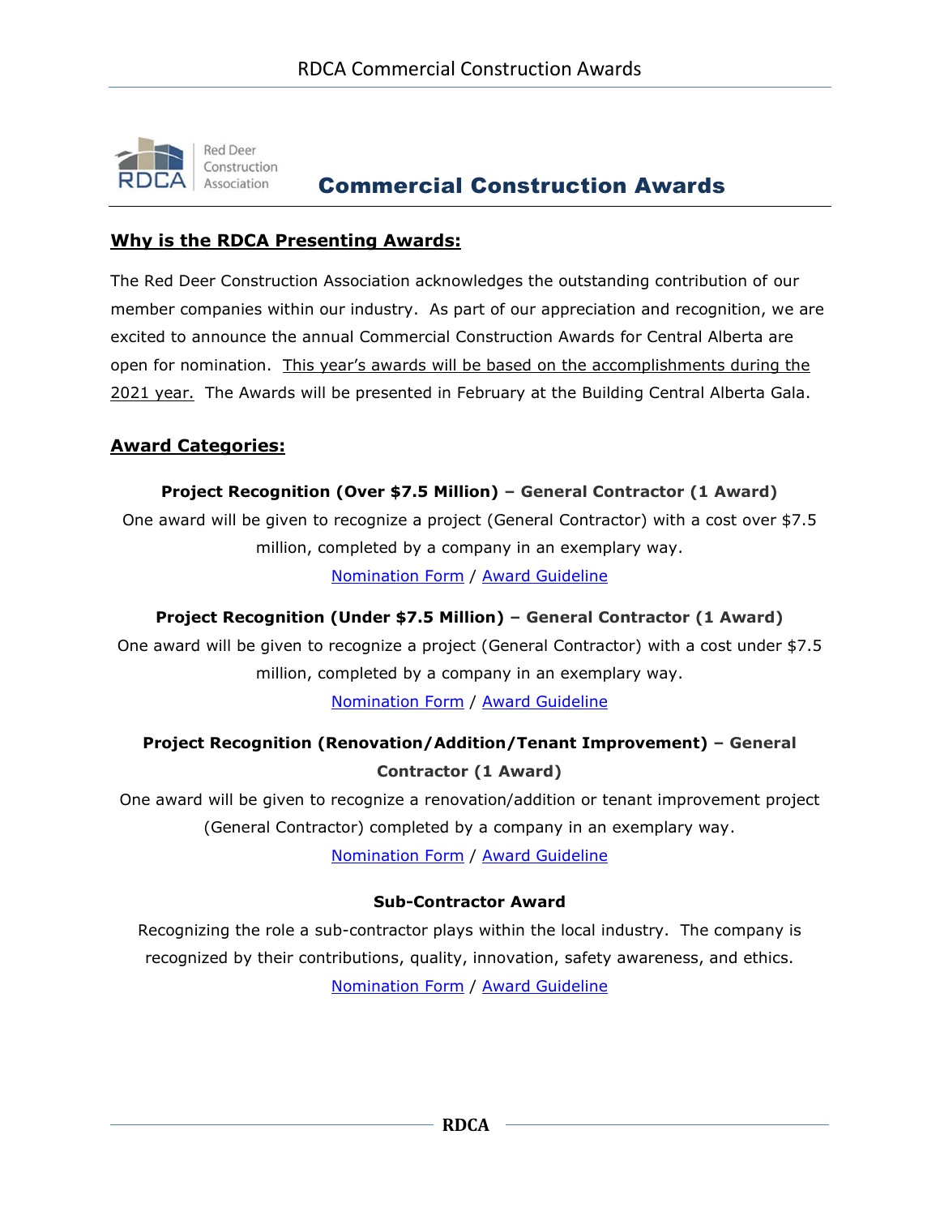# Commercial Construction Awards

## Why is the RDCA Presenting Awards:

The Red Deer Construction Association acknowledges the outstanding contribution of our member companies within our industry. As part of our appreciation and recognition, we are excited to announce the annual Commercial Construction Awards for Central Alberta are open for nomination. This year's awards will be based on the accomplishments during the 2021 year. The Awards will be presented in February at the Building Central Alberta Gala.

## Award Categories:

**Project Recognition (Over $7.5 Million) – General Contractor (1 Award)**

One award will be given to recognize a project (General Contractor) with a cost over $7.5 million, completed by a company in an exemplary way.

Nomination Form / Award Guideline

**Project Recognition (Under $7.5 Million) – General Contractor (1 Award)**

One award will be given to recognize a project (General Contractor) with a cost under $7.5 million, completed by a company in an exemplary way.

Nomination Form / Award Guideline

**Project Recognition (Renovation/Addition/Tenant Improvement) – General Contractor (1 Award)**

One award will be given to recognize a renovation/addition or tenant improvement project (General Contractor) completed by a company in an exemplary way.

Nomination Form / Award Guideline

**Sub-Contractor Award**

Recognizing the role a sub-contractor plays within the local industry. The company is recognized by their contributions, quality, innovation, safety awareness, and ethics.

Nomination Form / Award Guideline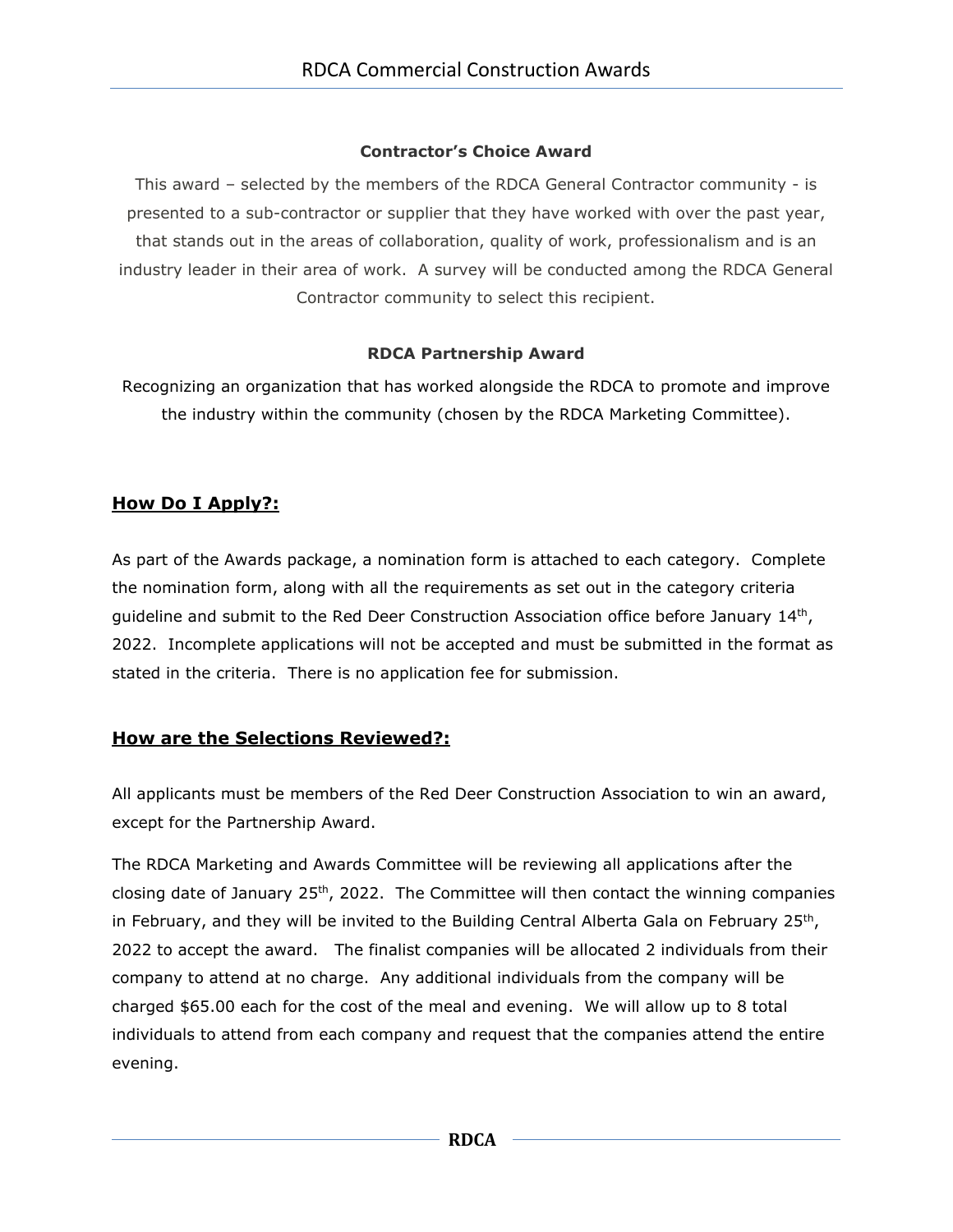**Contractor's Choice Award**

This award – selected by the members of the RDCA General Contractor community - is presented to a sub-contractor or supplier that they have worked with over the past year, that stands out in the areas of collaboration, quality of work, professionalism and is an industry leader in their area of work. A survey will be conducted among the RDCA General Contractor community to select this recipient.

**RDCA Partnership Award**

Recognizing an organization that has worked alongside the RDCA to promote and improve the industry within the community (chosen by the RDCA Marketing Committee).

## How Do I Apply?:

As part of the Awards package, a nomination form is attached to each category. Complete the nomination form, along with all the requirements as set out in the category criteria guideline and submit to the Red Deer Construction Association office before January 14th, 2022. Incomplete applications will not be accepted and must be submitted in the format as stated in the criteria. There is no application fee for submission.

## How are the Selections Reviewed?:

All applicants must be members of the Red Deer Construction Association to win an award, except for the Partnership Award.

The RDCA Marketing and Awards Committee will be reviewing all applications after the closing date of January 25th, 2022. The Committee will then contact the winning companies in February, and they will be invited to the Building Central Alberta Gala on February 25th, 2022 to accept the award. The finalist companies will be allocated 2 individuals from their company to attend at no charge. Any additional individuals from the company will be charged $65.00 each for the cost of the meal and evening. We will allow up to 8 total individuals to attend from each company and request that the companies attend the entire evening.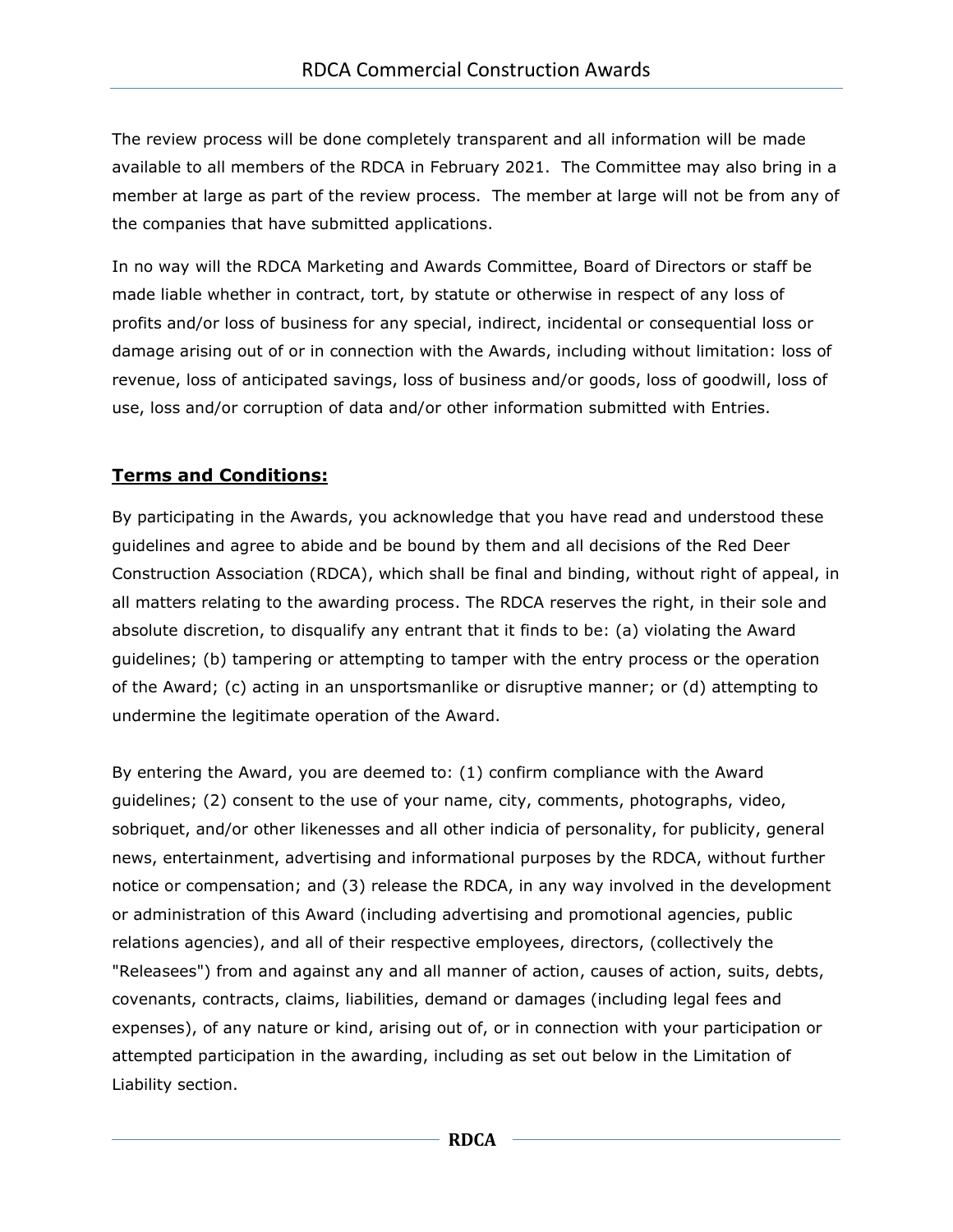The review process will be done completely transparent and all information will be made available to all members of the RDCA in February 2021. The Committee may also bring in a member at large as part of the review process. The member at large will not be from any of the companies that have submitted applications.

In no way will the RDCA Marketing and Awards Committee, Board of Directors or staff be made liable whether in contract, tort, by statute or otherwise in respect of any loss of profits and/or loss of business for any special, indirect, incidental or consequential loss or damage arising out of or in connection with the Awards, including without limitation: loss of revenue, loss of anticipated savings, loss of business and/or goods, loss of goodwill, loss of use, loss and/or corruption of data and/or other information submitted with Entries.

## Terms and Conditions:

By participating in the Awards, you acknowledge that you have read and understood these guidelines and agree to abide and be bound by them and all decisions of the Red Deer Construction Association (RDCA), which shall be final and binding, without right of appeal, in all matters relating to the awarding process. The RDCA reserves the right, in their sole and absolute discretion, to disqualify any entrant that it finds to be: (a) violating the Award guidelines; (b) tampering or attempting to tamper with the entry process or the operation of the Award; (c) acting in an unsportsmanlike or disruptive manner; or (d) attempting to undermine the legitimate operation of the Award.

By entering the Award, you are deemed to: (1) confirm compliance with the Award guidelines; (2) consent to the use of your name, city, comments, photographs, video, sobriquet, and/or other likenesses and all other indicia of personality, for publicity, general news, entertainment, advertising and informational purposes by the RDCA, without further notice or compensation; and (3) release the RDCA, in any way involved in the development or administration of this Award (including advertising and promotional agencies, public relations agencies), and all of their respective employees, directors, (collectively the "Releasees") from and against any and all manner of action, causes of action, suits, debts, covenants, contracts, claims, liabilities, demand or damages (including legal fees and expenses), of any nature or kind, arising out of, or in connection with your participation or attempted participation in the awarding, including as set out below in the Limitation of Liability section.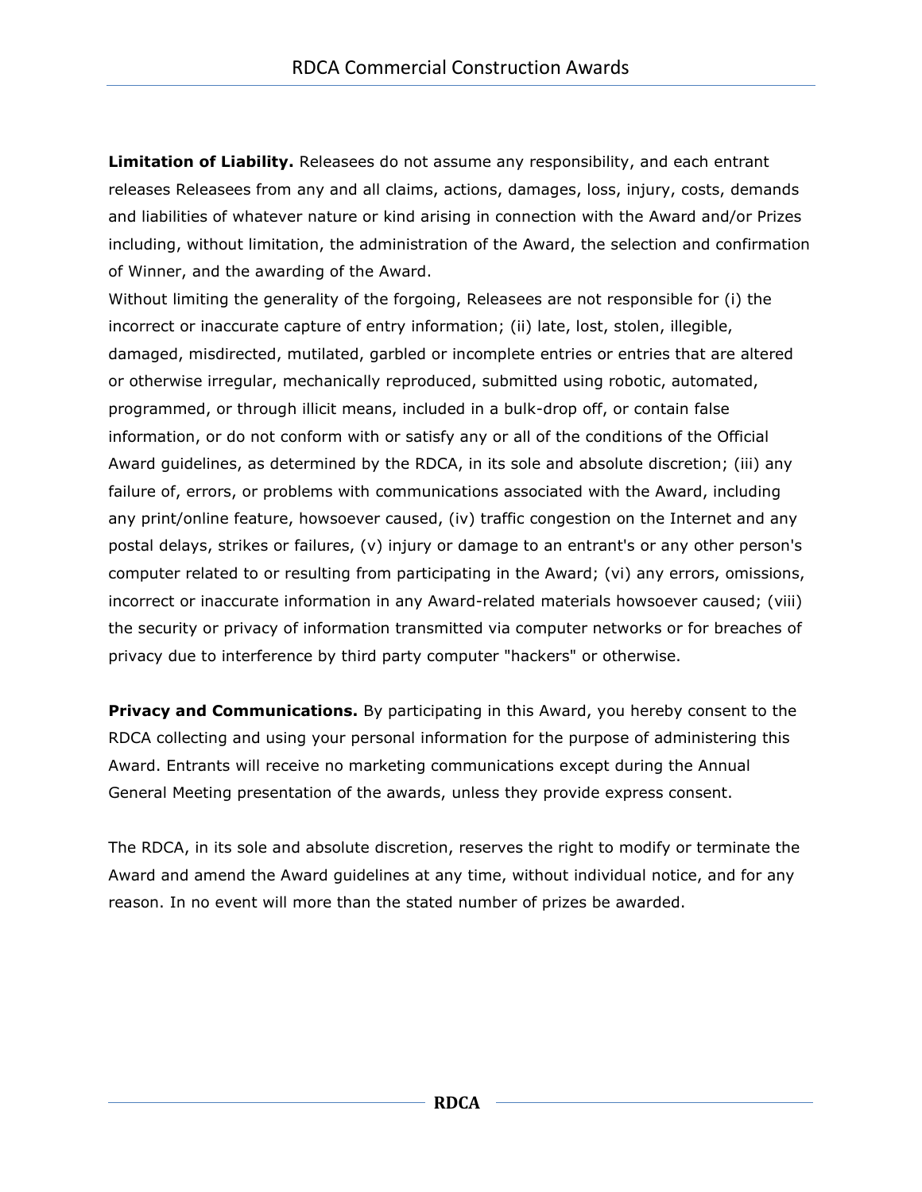**Limitation of Liability.** Releasees do not assume any responsibility, and each entrant releases Releasees from any and all claims, actions, damages, loss, injury, costs, demands and liabilities of whatever nature or kind arising in connection with the Award and/or Prizes including, without limitation, the administration of the Award, the selection and confirmation of Winner, and the awarding of the Award.
Without limiting the generality of the forgoing, Releasees are not responsible for (i) the incorrect or inaccurate capture of entry information; (ii) late, lost, stolen, illegible, damaged, misdirected, mutilated, garbled or incomplete entries or entries that are altered or otherwise irregular, mechanically reproduced, submitted using robotic, automated, programmed, or through illicit means, included in a bulk-drop off, or contain false information, or do not conform with or satisfy any or all of the conditions of the Official Award guidelines, as determined by the RDCA, in its sole and absolute discretion; (iii) any failure of, errors, or problems with communications associated with the Award, including any print/online feature, howsoever caused, (iv) traffic congestion on the Internet and any postal delays, strikes or failures, (v) injury or damage to an entrant's or any other person's computer related to or resulting from participating in the Award; (vi) any errors, omissions, incorrect or inaccurate information in any Award-related materials howsoever caused; (viii) the security or privacy of information transmitted via computer networks or for breaches of privacy due to interference by third party computer "hackers" or otherwise.

**Privacy and Communications.** By participating in this Award, you hereby consent to the RDCA collecting and using your personal information for the purpose of administering this Award. Entrants will receive no marketing communications except during the Annual General Meeting presentation of the awards, unless they provide express consent.

The RDCA, in its sole and absolute discretion, reserves the right to modify or terminate the Award and amend the Award guidelines at any time, without individual notice, and for any reason. In no event will more than the stated number of prizes be awarded.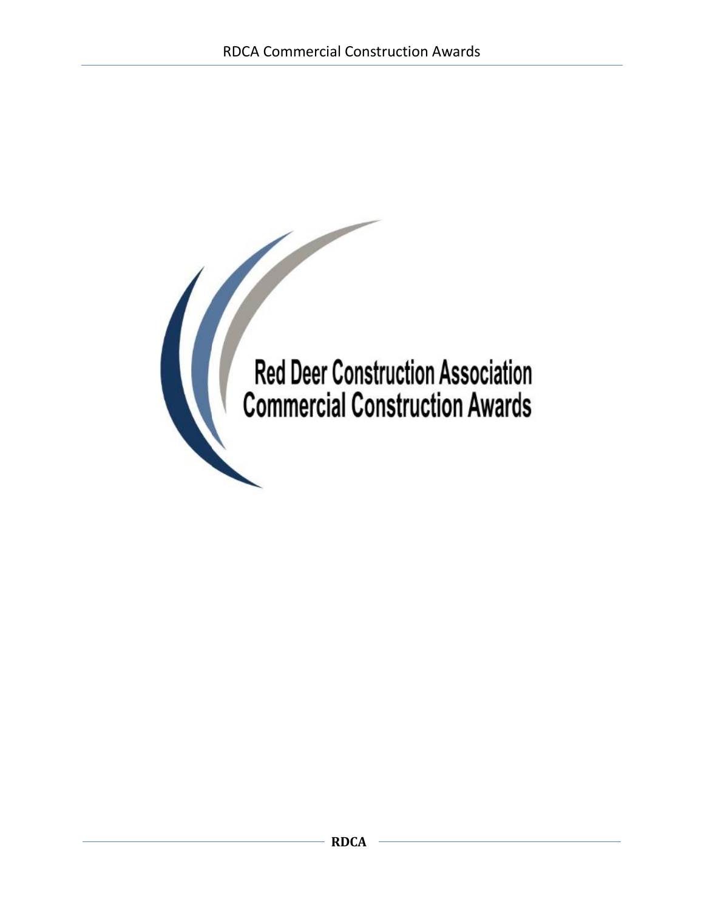Red Deer Construction Association
Commercial Construction Awards